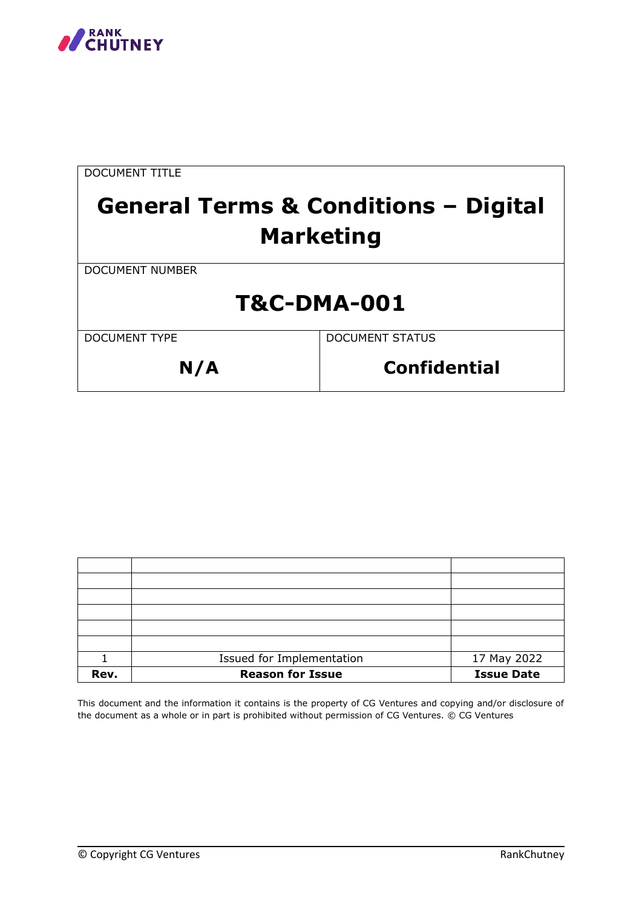RANK CHUTNEY

| DOCUMENT TITLE | |
|---|---|
| **General Terms & Conditions – Digital Marketing** | |
| DOCUMENT NUMBER | |
| **T&C-DMA-001** | |
| DOCUMENT TYPE | DOCUMENT STATUS |
| **N/A** | **Confidential** |

| | | |
|---|---|---|
| | | |
| | | |
| | | |
| | | |
| | | |
| | | |
| 1 | Issued for Implementation | 17 May 2022 |
| **Rev.** | **Reason for Issue** | **Issue Date** |

This document and the information it contains is the property of CG Ventures and copying and/or disclosure of the document as a whole or in part is prohibited without permission of CG Ventures. © CG Ventures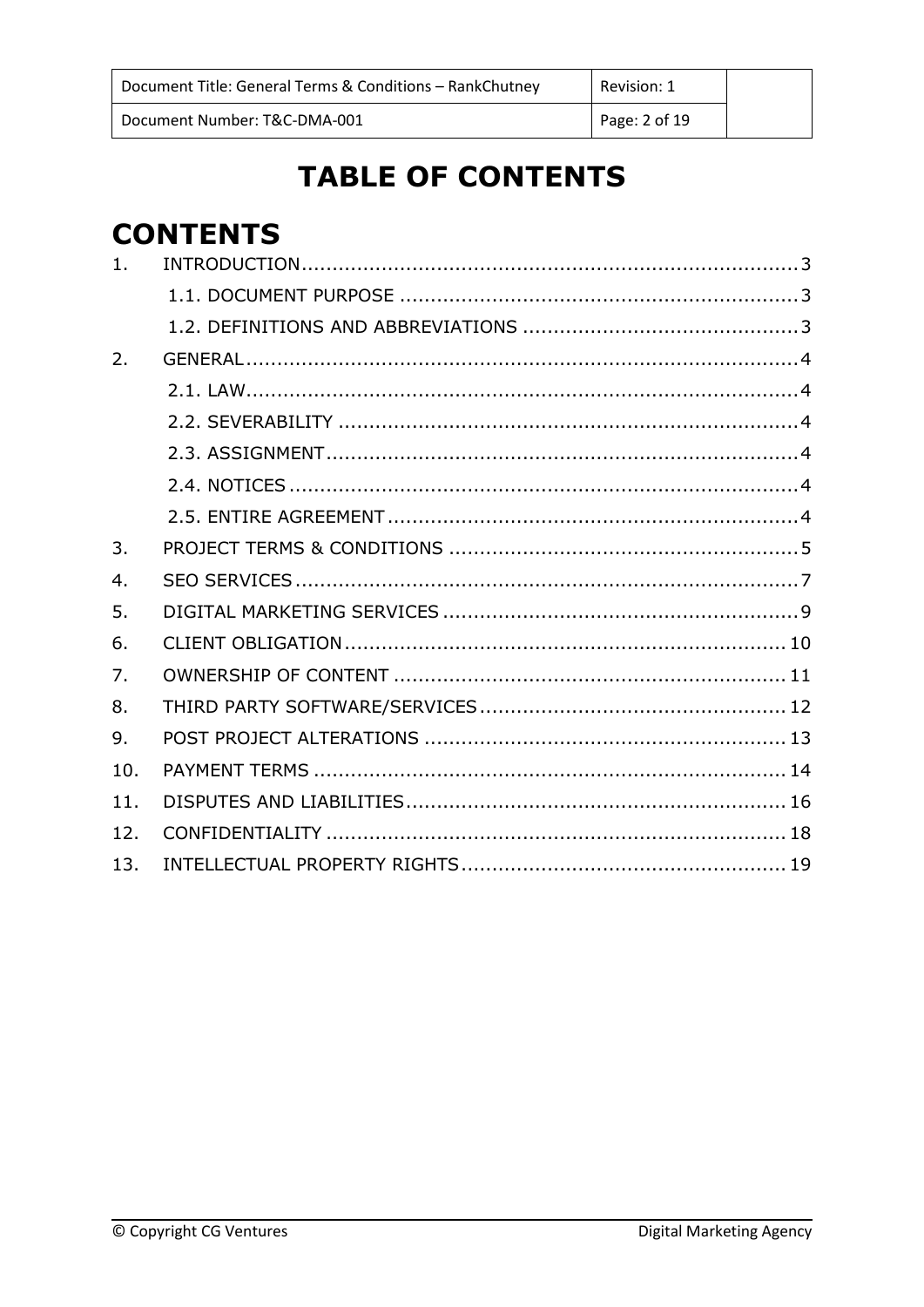# TABLE OF CONTENTS

## CONTENTS

1. INTRODUCTION.......................................................................................3
    1.1. DOCUMENT PURPOSE .......................................................................3
    1.2. DEFINITIONS AND ABBREVIATIONS ....................................................3
2. GENERAL...............................................................................................4
    2.1. LAW.................................................................................................4
    2.2. SEVERABILITY ..................................................................................4
    2.3. ASSIGNMENT.....................................................................................4
    2.4. NOTICES ..........................................................................................4
    2.5. ENTIRE AGREEMENT ..........................................................................4
3. PROJECT TERMS & CONDITIONS ..............................................................5
4. SEO SERVICES.........................................................................................7
5. DIGITAL MARKETING SERVICES ................................................................9
6. CLIENT OBLIGATION ...............................................................................10
7. OWNERSHIP OF CONTENT .......................................................................11
8. THIRD PARTY SOFTWARE/SERVICES .........................................................12
9. POST PROJECT ALTERATIONS ..................................................................13
10. PAYMENT TERMS ....................................................................................14
11. DISPUTES AND LIABILITIES .....................................................................16
12. CONFIDENTIALITY ..................................................................................18
13. INTELLECTUAL PROPERTY RIGHTS ............................................................19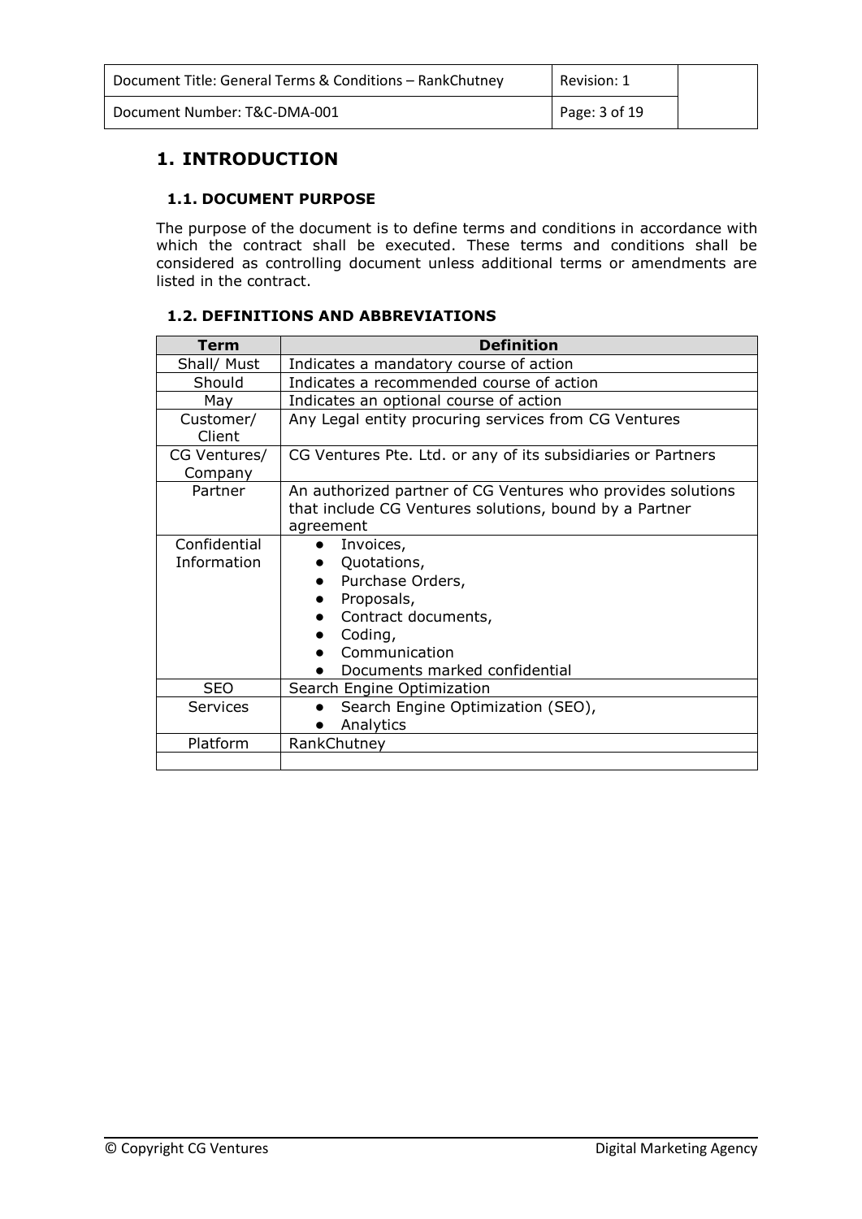# 1. INTRODUCTION

## 1.1. DOCUMENT PURPOSE

The purpose of the document is to define terms and conditions in accordance with which the contract shall be executed. These terms and conditions shall be considered as controlling document unless additional terms or amendments are listed in the contract.

## 1.2. DEFINITIONS AND ABBREVIATIONS

| Term | Definition |
|---|---|
| Shall/ Must | Indicates a mandatory course of action |
| Should | Indicates a recommended course of action |
| May | Indicates an optional course of action |
| Customer/ Client | Any Legal entity procuring services from CG Ventures |
| CG Ventures/ Company | CG Ventures Pte. Ltd. or any of its subsidiaries or Partners |
| Partner | An authorized partner of CG Ventures who provides solutions that include CG Ventures solutions, bound by a Partner agreement |
| Confidential Information | • Invoices,<br>• Quotations,<br>• Purchase Orders,<br>• Proposals,<br>• Contract documents,<br>• Coding,<br>• Communication<br>• Documents marked confidential |
| SEO | Search Engine Optimization |
| Services | • Search Engine Optimization (SEO),<br>• Analytics |
| Platform | RankChutney |
| | |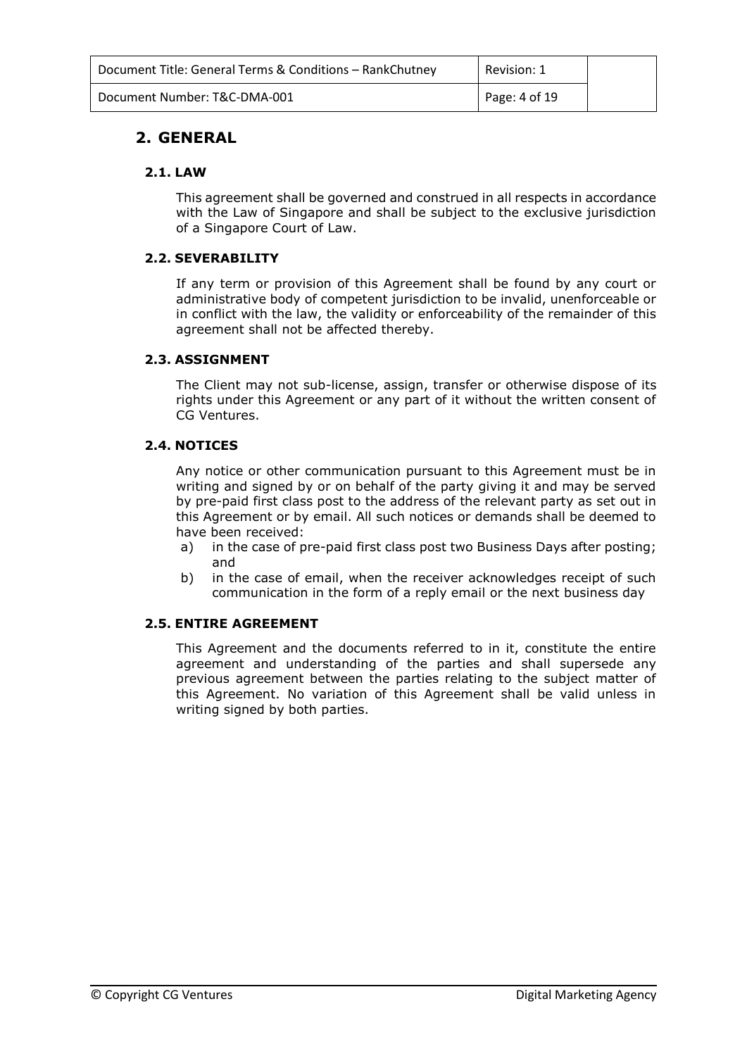## 2. GENERAL

### 2.1. LAW

This agreement shall be governed and construed in all respects in accordance with the Law of Singapore and shall be subject to the exclusive jurisdiction of a Singapore Court of Law.

### 2.2. SEVERABILITY

If any term or provision of this Agreement shall be found by any court or administrative body of competent jurisdiction to be invalid, unenforceable or in conflict with the law, the validity or enforceability of the remainder of this agreement shall not be affected thereby.

### 2.3. ASSIGNMENT

The Client may not sub-license, assign, transfer or otherwise dispose of its rights under this Agreement or any part of it without the written consent of CG Ventures.

### 2.4. NOTICES

Any notice or other communication pursuant to this Agreement must be in writing and signed by or on behalf of the party giving it and may be served by pre-paid first class post to the address of the relevant party as set out in this Agreement or by email. All such notices or demands shall be deemed to have been received:

a) in the case of pre-paid first class post two Business Days after posting; and
b) in the case of email, when the receiver acknowledges receipt of such communication in the form of a reply email or the next business day

### 2.5. ENTIRE AGREEMENT

This Agreement and the documents referred to in it, constitute the entire agreement and understanding of the parties and shall supersede any previous agreement between the parties relating to the subject matter of this Agreement. No variation of this Agreement shall be valid unless in writing signed by both parties.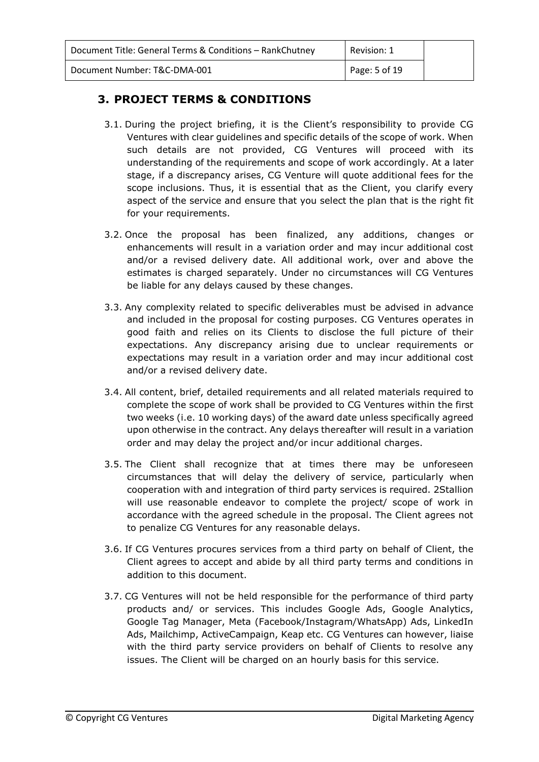## 3. PROJECT TERMS & CONDITIONS

3.1. During the project briefing, it is the Client's responsibility to provide CG Ventures with clear guidelines and specific details of the scope of work. When such details are not provided, CG Ventures will proceed with its understanding of the requirements and scope of work accordingly. At a later stage, if a discrepancy arises, CG Venture will quote additional fees for the scope inclusions. Thus, it is essential that as the Client, you clarify every aspect of the service and ensure that you select the plan that is the right fit for your requirements.

3.2. Once the proposal has been finalized, any additions, changes or enhancements will result in a variation order and may incur additional cost and/or a revised delivery date. All additional work, over and above the estimates is charged separately. Under no circumstances will CG Ventures be liable for any delays caused by these changes.

3.3. Any complexity related to specific deliverables must be advised in advance and included in the proposal for costing purposes. CG Ventures operates in good faith and relies on its Clients to disclose the full picture of their expectations. Any discrepancy arising due to unclear requirements or expectations may result in a variation order and may incur additional cost and/or a revised delivery date.

3.4. All content, brief, detailed requirements and all related materials required to complete the scope of work shall be provided to CG Ventures within the first two weeks (i.e. 10 working days) of the award date unless specifically agreed upon otherwise in the contract. Any delays thereafter will result in a variation order and may delay the project and/or incur additional charges.

3.5. The Client shall recognize that at times there may be unforeseen circumstances that will delay the delivery of service, particularly when cooperation with and integration of third party services is required. 2Stallion will use reasonable endeavor to complete the project/ scope of work in accordance with the agreed schedule in the proposal. The Client agrees not to penalize CG Ventures for any reasonable delays.

3.6. If CG Ventures procures services from a third party on behalf of Client, the Client agrees to accept and abide by all third party terms and conditions in addition to this document.

3.7. CG Ventures will not be held responsible for the performance of third party products and/ or services. This includes Google Ads, Google Analytics, Google Tag Manager, Meta (Facebook/Instagram/WhatsApp) Ads, LinkedIn Ads, Mailchimp, ActiveCampaign, Keap etc. CG Ventures can however, liaise with the third party service providers on behalf of Clients to resolve any issues. The Client will be charged on an hourly basis for this service.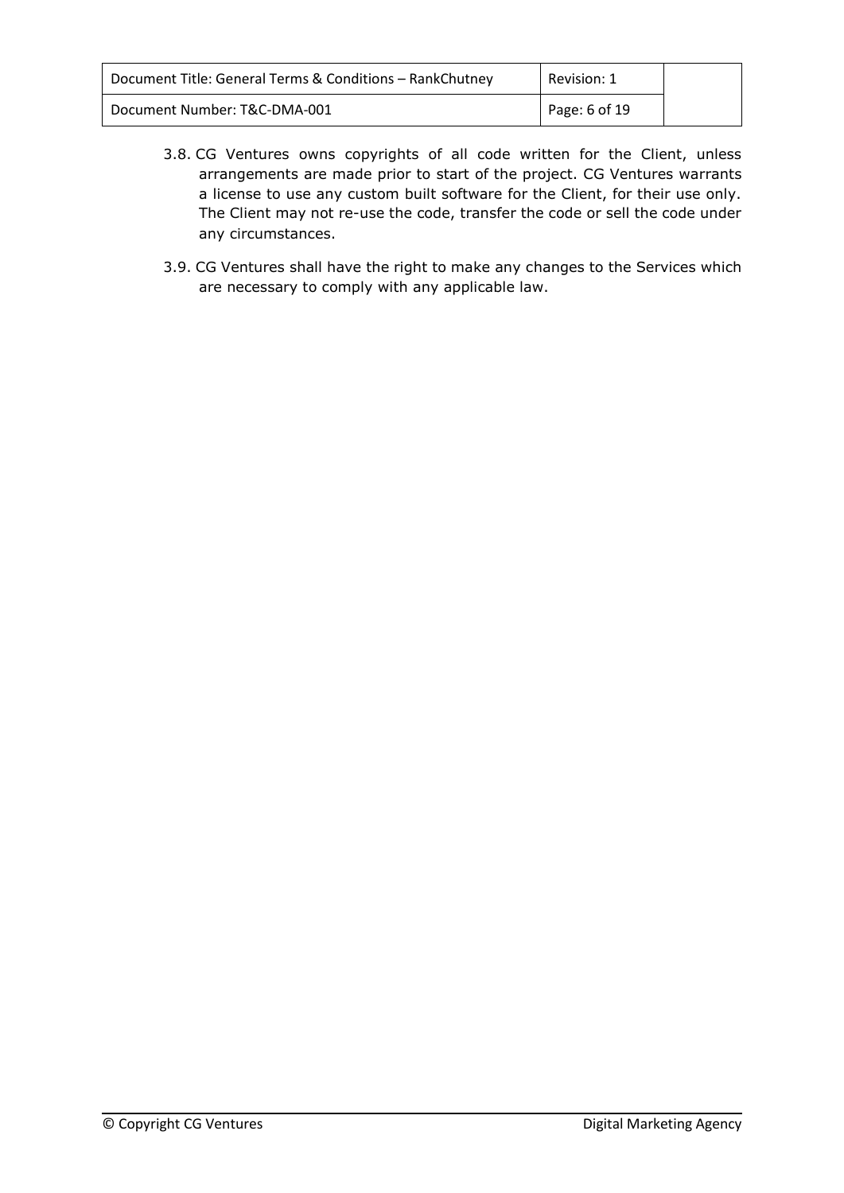3.8. CG Ventures owns copyrights of all code written for the Client, unless arrangements are made prior to start of the project. CG Ventures warrants a license to use any custom built software for the Client, for their use only. The Client may not re-use the code, transfer the code or sell the code under any circumstances.

3.9. CG Ventures shall have the right to make any changes to the Services which are necessary to comply with any applicable law.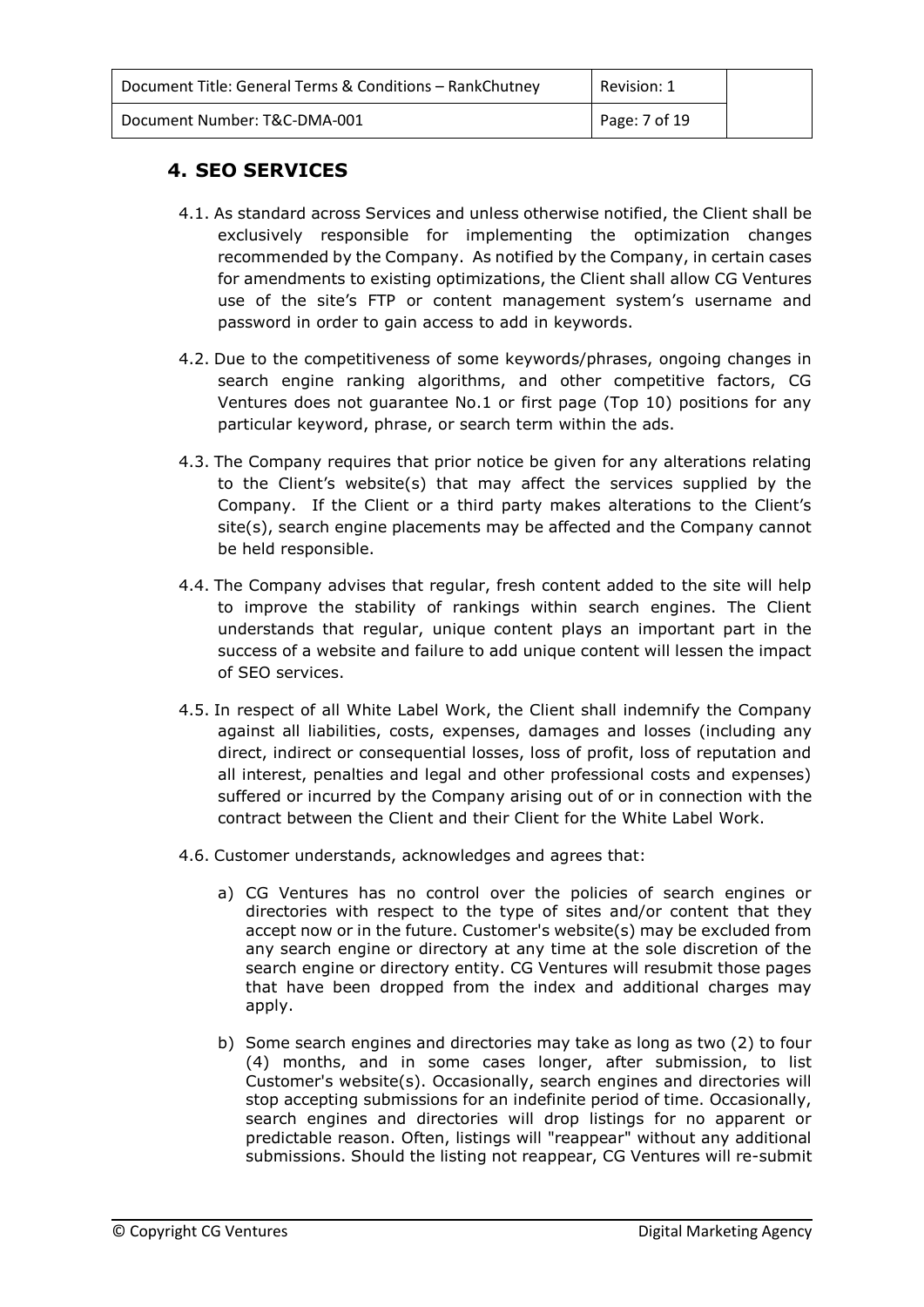## 4. SEO SERVICES

4.1. As standard across Services and unless otherwise notified, the Client shall be exclusively responsible for implementing the optimization changes recommended by the Company. As notified by the Company, in certain cases for amendments to existing optimizations, the Client shall allow CG Ventures use of the site's FTP or content management system's username and password in order to gain access to add in keywords.

4.2. Due to the competitiveness of some keywords/phrases, ongoing changes in search engine ranking algorithms, and other competitive factors, CG Ventures does not guarantee No.1 or first page (Top 10) positions for any particular keyword, phrase, or search term within the ads.

4.3. The Company requires that prior notice be given for any alterations relating to the Client's website(s) that may affect the services supplied by the Company. If the Client or a third party makes alterations to the Client's site(s), search engine placements may be affected and the Company cannot be held responsible.

4.4. The Company advises that regular, fresh content added to the site will help to improve the stability of rankings within search engines. The Client understands that regular, unique content plays an important part in the success of a website and failure to add unique content will lessen the impact of SEO services.

4.5. In respect of all White Label Work, the Client shall indemnify the Company against all liabilities, costs, expenses, damages and losses (including any direct, indirect or consequential losses, loss of profit, loss of reputation and all interest, penalties and legal and other professional costs and expenses) suffered or incurred by the Company arising out of or in connection with the contract between the Client and their Client for the White Label Work.

4.6. Customer understands, acknowledges and agrees that:

a) CG Ventures has no control over the policies of search engines or directories with respect to the type of sites and/or content that they accept now or in the future. Customer's website(s) may be excluded from any search engine or directory at any time at the sole discretion of the search engine or directory entity. CG Ventures will resubmit those pages that have been dropped from the index and additional charges may apply.

b) Some search engines and directories may take as long as two (2) to four (4) months, and in some cases longer, after submission, to list Customer's website(s). Occasionally, search engines and directories will stop accepting submissions for an indefinite period of time. Occasionally, search engines and directories will drop listings for no apparent or predictable reason. Often, listings will "reappear" without any additional submissions. Should the listing not reappear, CG Ventures will re-submit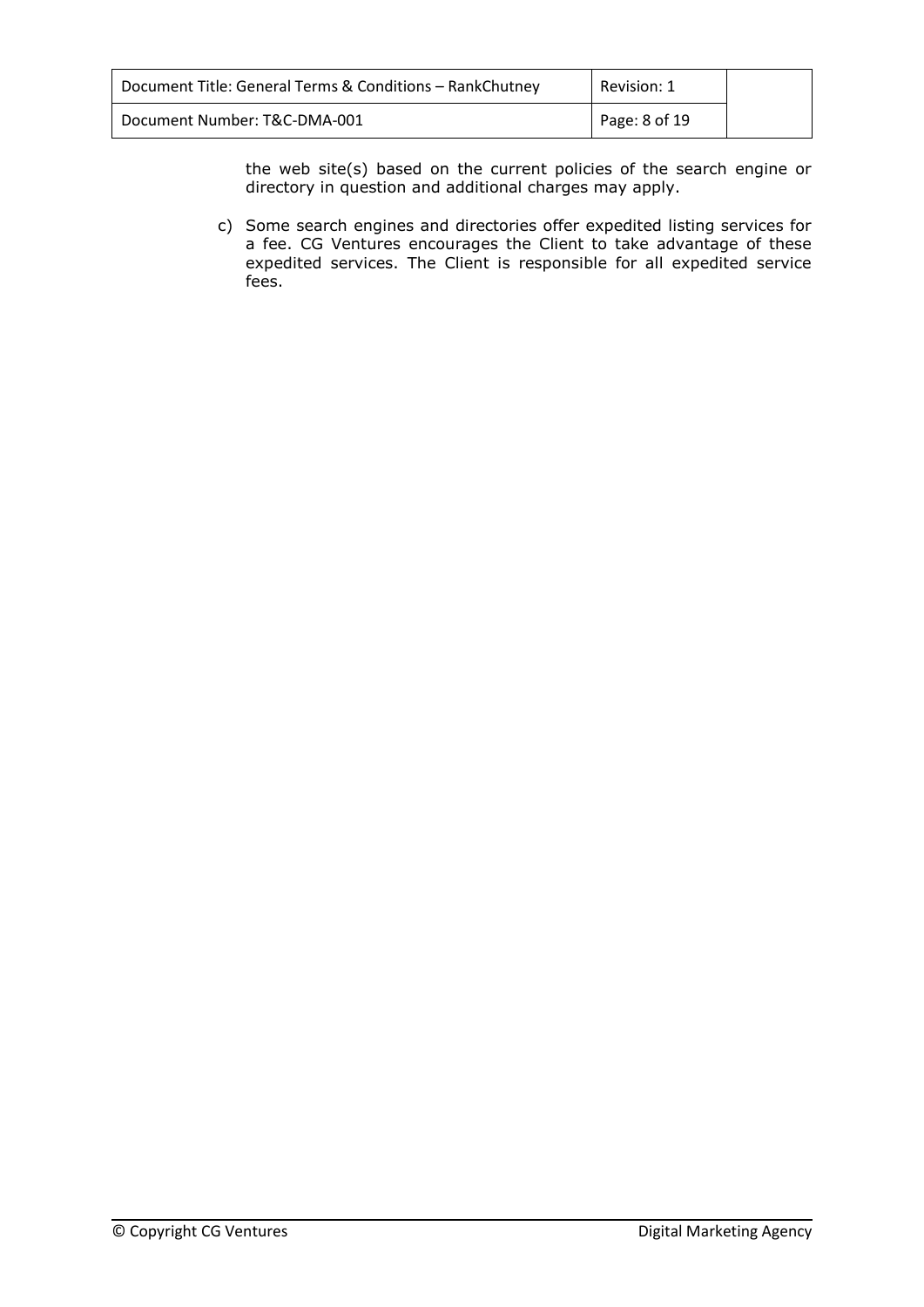the web site(s) based on the current policies of the search engine or directory in question and additional charges may apply.

c) Some search engines and directories offer expedited listing services for a fee. CG Ventures encourages the Client to take advantage of these expedited services. The Client is responsible for all expedited service fees.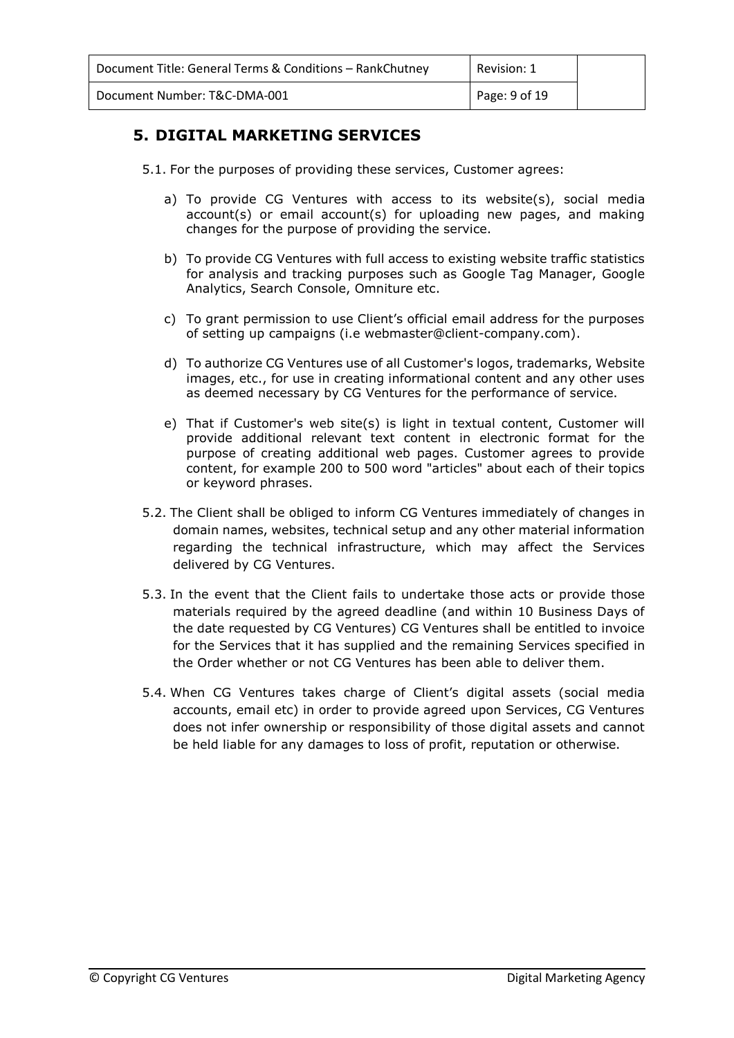## 5. DIGITAL MARKETING SERVICES

5.1. For the purposes of providing these services, Customer agrees:

a) To provide CG Ventures with access to its website(s), social media account(s) or email account(s) for uploading new pages, and making changes for the purpose of providing the service.

b) To provide CG Ventures with full access to existing website traffic statistics for analysis and tracking purposes such as Google Tag Manager, Google Analytics, Search Console, Omniture etc.

c) To grant permission to use Client's official email address for the purposes of setting up campaigns (i.e webmaster@client-company.com).

d) To authorize CG Ventures use of all Customer's logos, trademarks, Website images, etc., for use in creating informational content and any other uses as deemed necessary by CG Ventures for the performance of service.

e) That if Customer's web site(s) is light in textual content, Customer will provide additional relevant text content in electronic format for the purpose of creating additional web pages. Customer agrees to provide content, for example 200 to 500 word "articles" about each of their topics or keyword phrases.

5.2. The Client shall be obliged to inform CG Ventures immediately of changes in domain names, websites, technical setup and any other material information regarding the technical infrastructure, which may affect the Services delivered by CG Ventures.

5.3. In the event that the Client fails to undertake those acts or provide those materials required by the agreed deadline (and within 10 Business Days of the date requested by CG Ventures) CG Ventures shall be entitled to invoice for the Services that it has supplied and the remaining Services specified in the Order whether or not CG Ventures has been able to deliver them.

5.4. When CG Ventures takes charge of Client's digital assets (social media accounts, email etc) in order to provide agreed upon Services, CG Ventures does not infer ownership or responsibility of those digital assets and cannot be held liable for any damages to loss of profit, reputation or otherwise.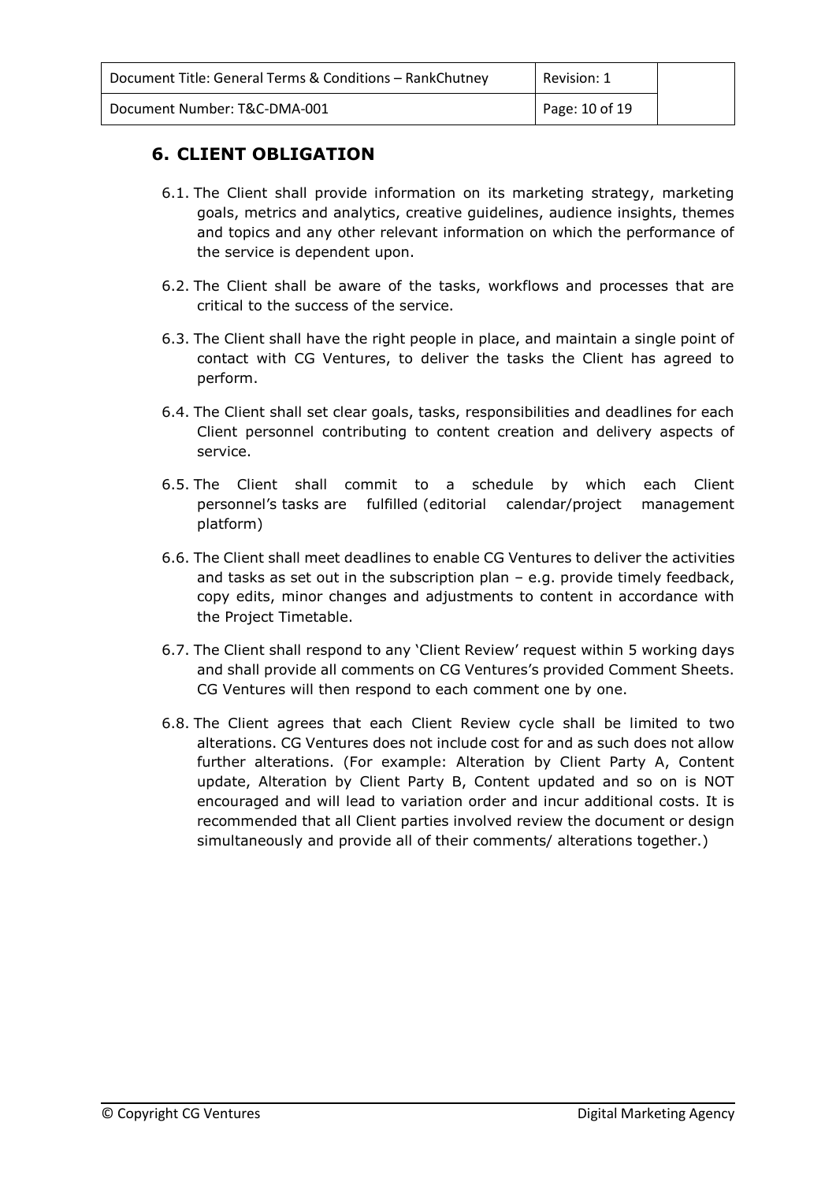## 6. CLIENT OBLIGATION

6.1. The Client shall provide information on its marketing strategy, marketing goals, metrics and analytics, creative guidelines, audience insights, themes and topics and any other relevant information on which the performance of the service is dependent upon.

6.2. The Client shall be aware of the tasks, workflows and processes that are critical to the success of the service.

6.3. The Client shall have the right people in place, and maintain a single point of contact with CG Ventures, to deliver the tasks the Client has agreed to perform.

6.4. The Client shall set clear goals, tasks, responsibilities and deadlines for each Client personnel contributing to content creation and delivery aspects of service.

6.5. The Client shall commit to a schedule by which each Client personnel's tasks are fulfilled (editorial calendar/project management platform)

6.6. The Client shall meet deadlines to enable CG Ventures to deliver the activities and tasks as set out in the subscription plan – e.g. provide timely feedback, copy edits, minor changes and adjustments to content in accordance with the Project Timetable.

6.7. The Client shall respond to any 'Client Review' request within 5 working days and shall provide all comments on CG Ventures's provided Comment Sheets. CG Ventures will then respond to each comment one by one.

6.8. The Client agrees that each Client Review cycle shall be limited to two alterations. CG Ventures does not include cost for and as such does not allow further alterations. (For example: Alteration by Client Party A, Content update, Alteration by Client Party B, Content updated and so on is NOT encouraged and will lead to variation order and incur additional costs. It is recommended that all Client parties involved review the document or design simultaneously and provide all of their comments/ alterations together.)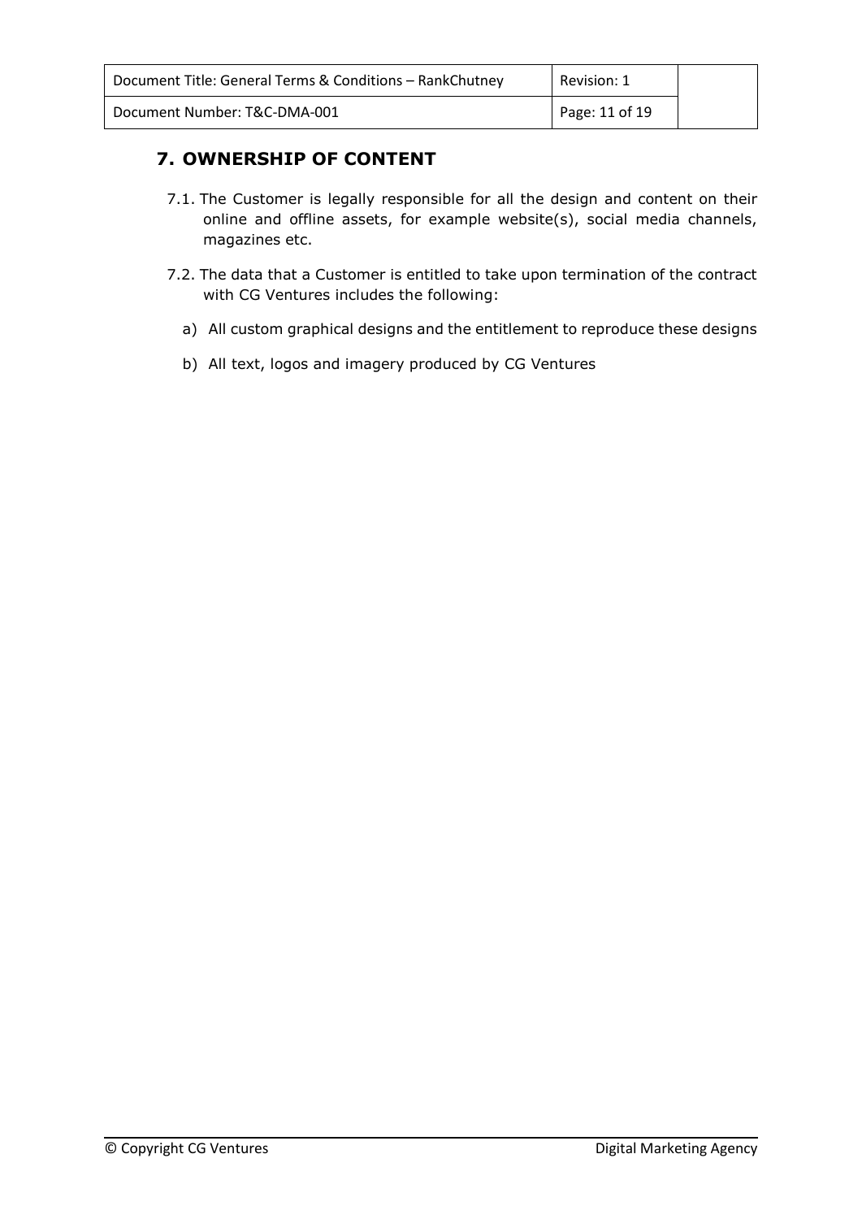## 7. OWNERSHIP OF CONTENT

7.1. The Customer is legally responsible for all the design and content on their online and offline assets, for example website(s), social media channels, magazines etc.

7.2. The data that a Customer is entitled to take upon termination of the contract with CG Ventures includes the following:

a) All custom graphical designs and the entitlement to reproduce these designs

b) All text, logos and imagery produced by CG Ventures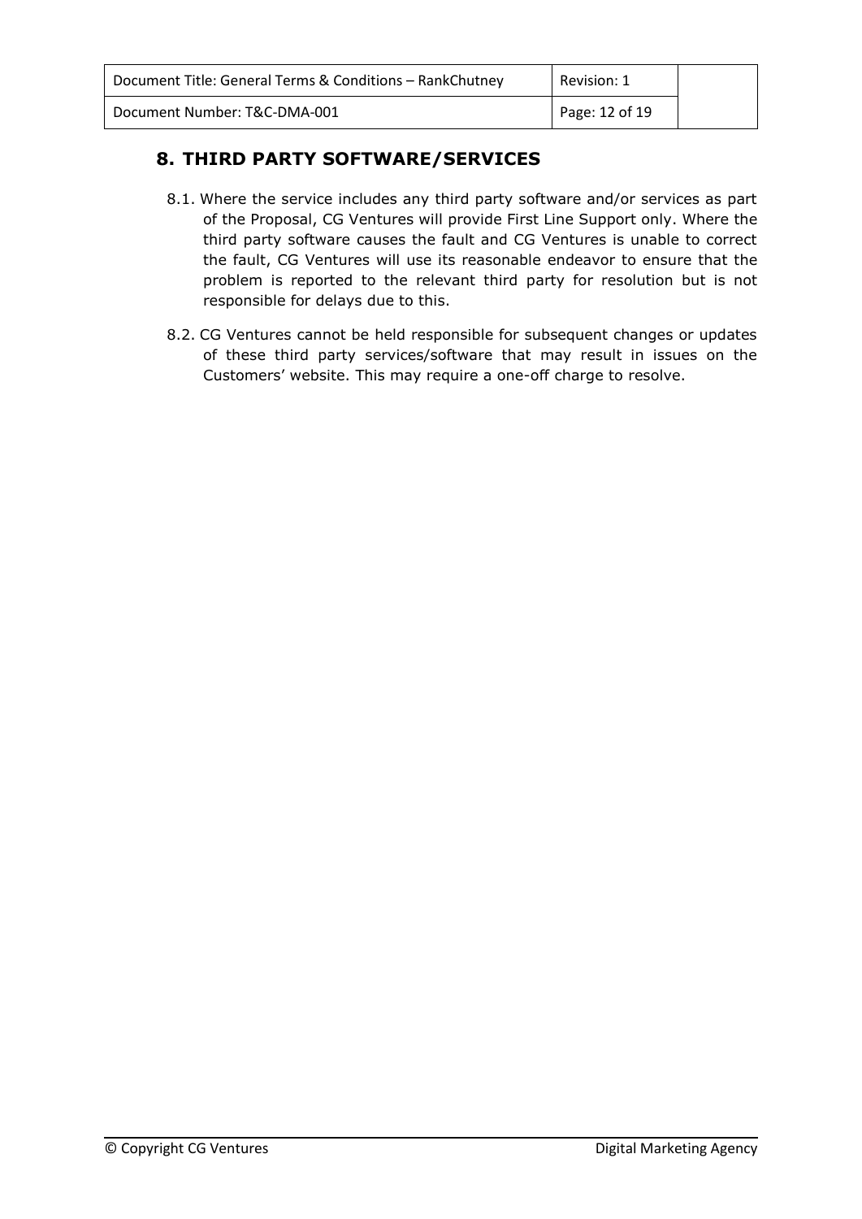## 8. THIRD PARTY SOFTWARE/SERVICES

8.1. Where the service includes any third party software and/or services as part of the Proposal, CG Ventures will provide First Line Support only. Where the third party software causes the fault and CG Ventures is unable to correct the fault, CG Ventures will use its reasonable endeavor to ensure that the problem is reported to the relevant third party for resolution but is not responsible for delays due to this.

8.2. CG Ventures cannot be held responsible for subsequent changes or updates of these third party services/software that may result in issues on the Customers' website. This may require a one-off charge to resolve.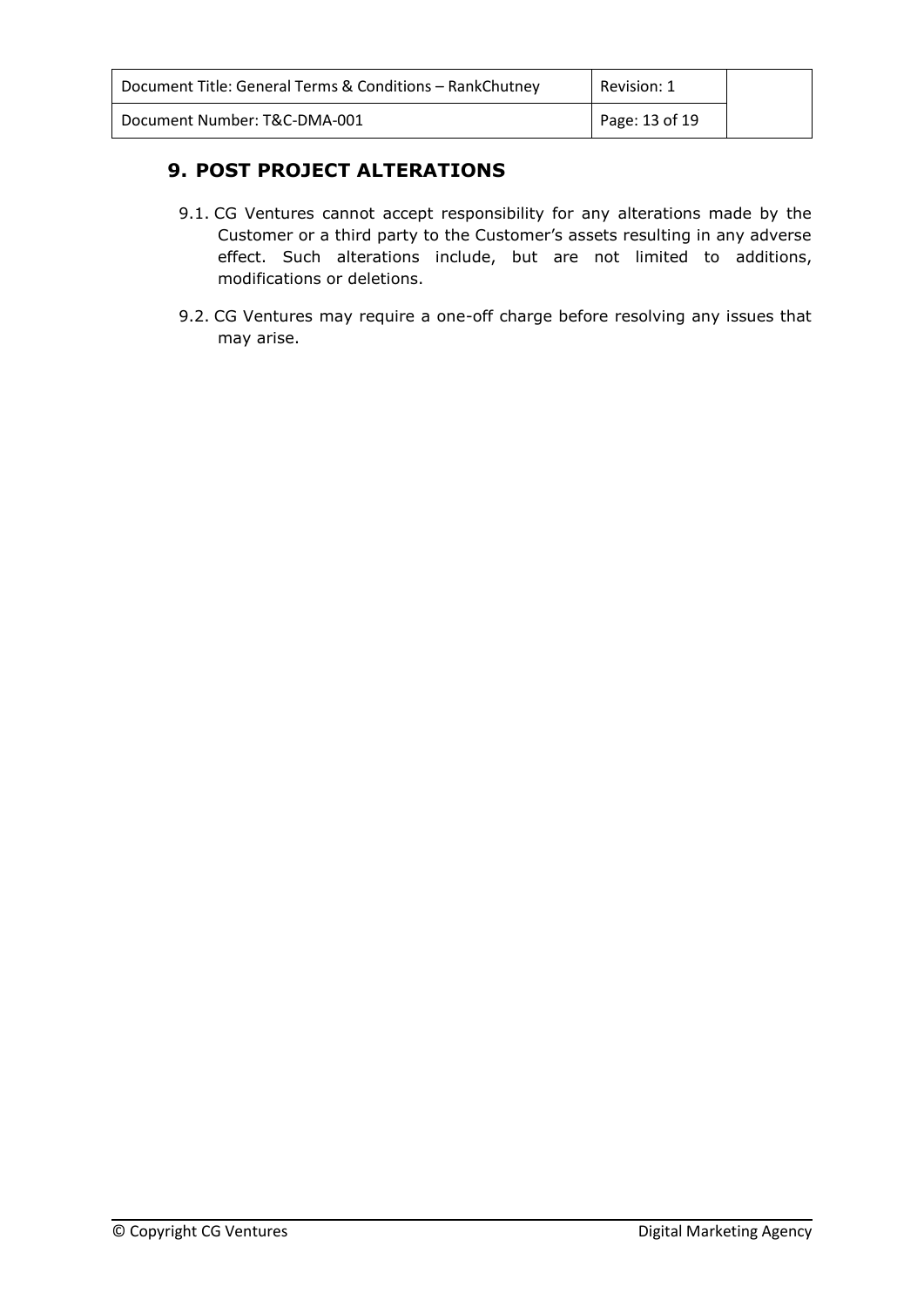## 9. POST PROJECT ALTERATIONS

9.1. CG Ventures cannot accept responsibility for any alterations made by the Customer or a third party to the Customer's assets resulting in any adverse effect. Such alterations include, but are not limited to additions, modifications or deletions.

9.2. CG Ventures may require a one-off charge before resolving any issues that may arise.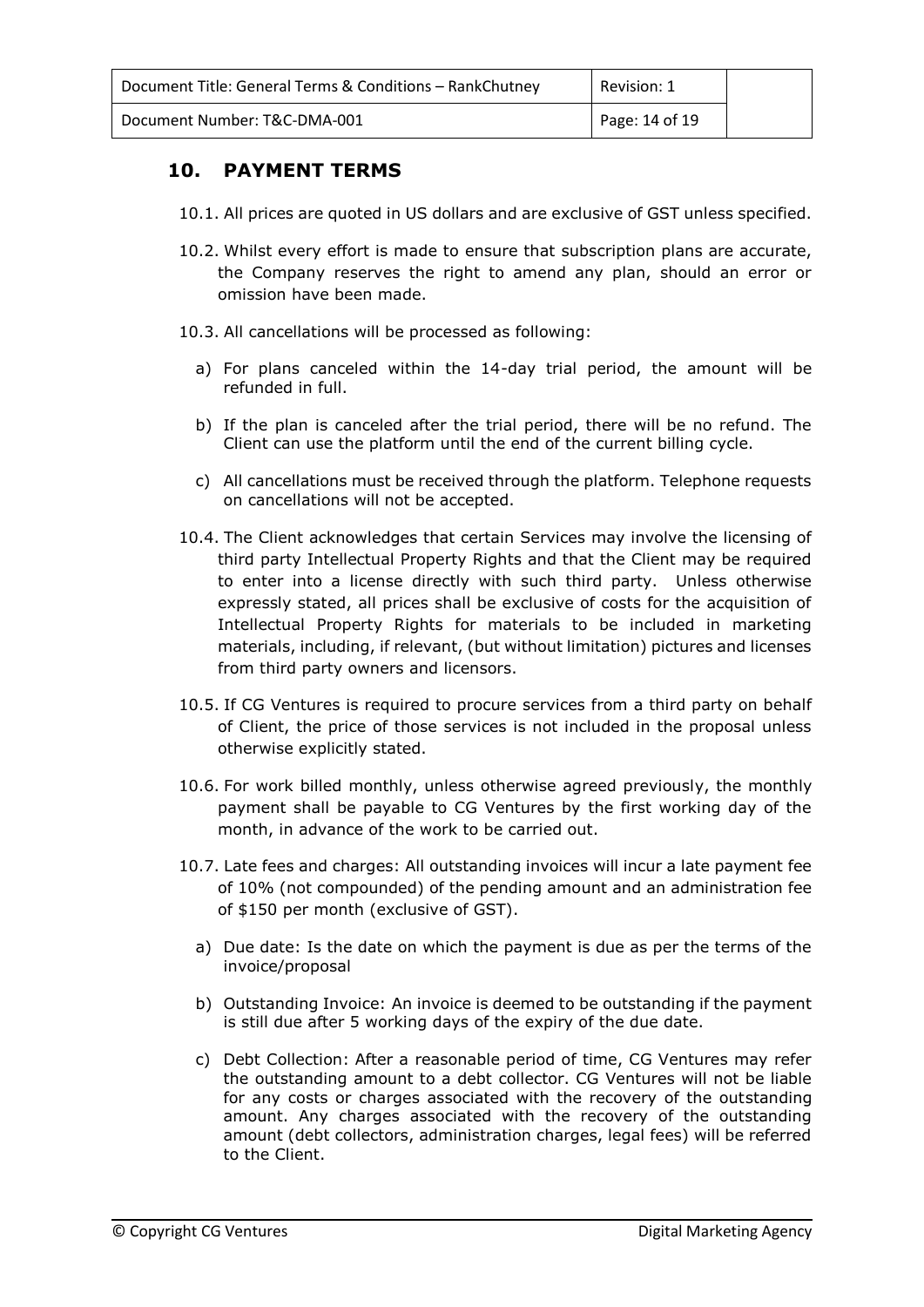## 10. PAYMENT TERMS

10.1. All prices are quoted in US dollars and are exclusive of GST unless specified.

10.2. Whilst every effort is made to ensure that subscription plans are accurate, the Company reserves the right to amend any plan, should an error or omission have been made.

10.3. All cancellations will be processed as following:

a) For plans canceled within the 14-day trial period, the amount will be refunded in full.

b) If the plan is canceled after the trial period, there will be no refund. The Client can use the platform until the end of the current billing cycle.

c) All cancellations must be received through the platform. Telephone requests on cancellations will not be accepted.

10.4. The Client acknowledges that certain Services may involve the licensing of third party Intellectual Property Rights and that the Client may be required to enter into a license directly with such third party. Unless otherwise expressly stated, all prices shall be exclusive of costs for the acquisition of Intellectual Property Rights for materials to be included in marketing materials, including, if relevant, (but without limitation) pictures and licenses from third party owners and licensors.

10.5. If CG Ventures is required to procure services from a third party on behalf of Client, the price of those services is not included in the proposal unless otherwise explicitly stated.

10.6. For work billed monthly, unless otherwise agreed previously, the monthly payment shall be payable to CG Ventures by the first working day of the month, in advance of the work to be carried out.

10.7. Late fees and charges: All outstanding invoices will incur a late payment fee of 10% (not compounded) of the pending amount and an administration fee of $150 per month (exclusive of GST).

a) Due date: Is the date on which the payment is due as per the terms of the invoice/proposal

b) Outstanding Invoice: An invoice is deemed to be outstanding if the payment is still due after 5 working days of the expiry of the due date.

c) Debt Collection: After a reasonable period of time, CG Ventures may refer the outstanding amount to a debt collector. CG Ventures will not be liable for any costs or charges associated with the recovery of the outstanding amount. Any charges associated with the recovery of the outstanding amount (debt collectors, administration charges, legal fees) will be referred to the Client.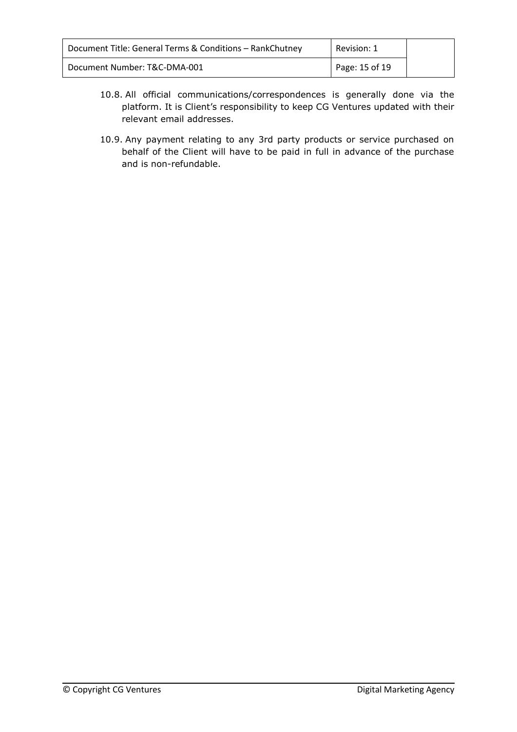10.8. All official communications/correspondences is generally done via the platform. It is Client's responsibility to keep CG Ventures updated with their relevant email addresses.

10.9. Any payment relating to any 3rd party products or service purchased on behalf of the Client will have to be paid in full in advance of the purchase and is non-refundable.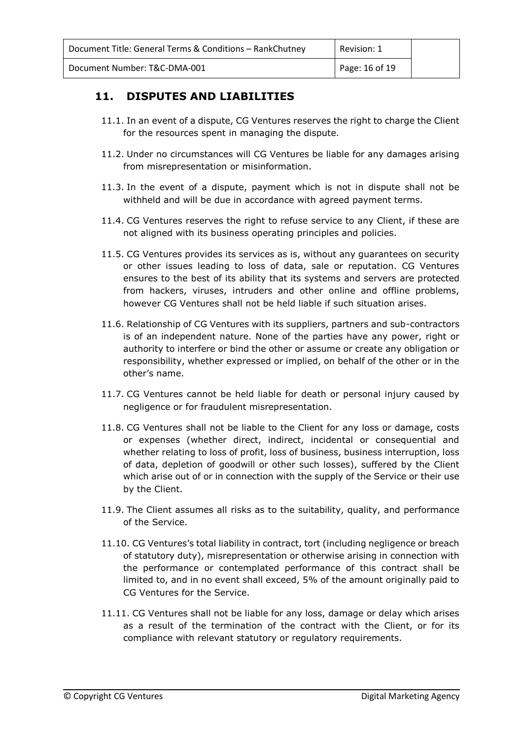## 11. DISPUTES AND LIABILITIES

11.1. In an event of a dispute, CG Ventures reserves the right to charge the Client for the resources spent in managing the dispute.

11.2. Under no circumstances will CG Ventures be liable for any damages arising from misrepresentation or misinformation.

11.3. In the event of a dispute, payment which is not in dispute shall not be withheld and will be due in accordance with agreed payment terms.

11.4. CG Ventures reserves the right to refuse service to any Client, if these are not aligned with its business operating principles and policies.

11.5. CG Ventures provides its services as is, without any guarantees on security or other issues leading to loss of data, sale or reputation. CG Ventures ensures to the best of its ability that its systems and servers are protected from hackers, viruses, intruders and other online and offline problems, however CG Ventures shall not be held liable if such situation arises.

11.6. Relationship of CG Ventures with its suppliers, partners and sub-contractors is of an independent nature. None of the parties have any power, right or authority to interfere or bind the other or assume or create any obligation or responsibility, whether expressed or implied, on behalf of the other or in the other's name.

11.7. CG Ventures cannot be held liable for death or personal injury caused by negligence or for fraudulent misrepresentation.

11.8. CG Ventures shall not be liable to the Client for any loss or damage, costs or expenses (whether direct, indirect, incidental or consequential and whether relating to loss of profit, loss of business, business interruption, loss of data, depletion of goodwill or other such losses), suffered by the Client which arise out of or in connection with the supply of the Service or their use by the Client.

11.9. The Client assumes all risks as to the suitability, quality, and performance of the Service.

11.10. CG Ventures's total liability in contract, tort (including negligence or breach of statutory duty), misrepresentation or otherwise arising in connection with the performance or contemplated performance of this contract shall be limited to, and in no event shall exceed, 5% of the amount originally paid to CG Ventures for the Service.

11.11. CG Ventures shall not be liable for any loss, damage or delay which arises as a result of the termination of the contract with the Client, or for its compliance with relevant statutory or regulatory requirements.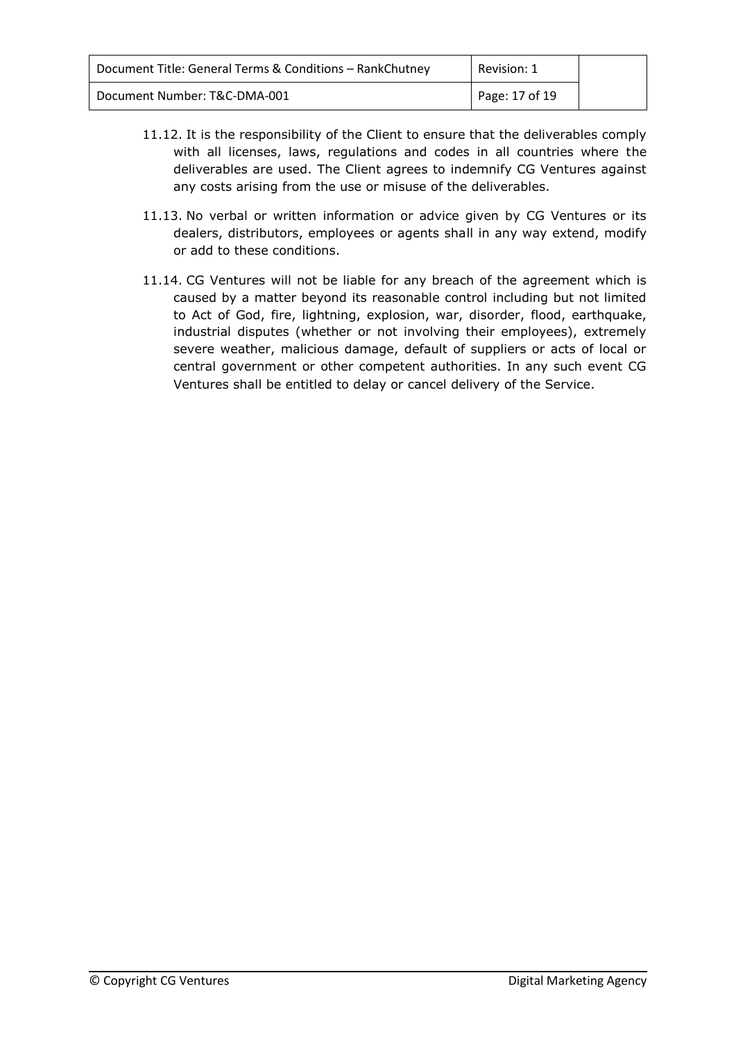11.12. It is the responsibility of the Client to ensure that the deliverables comply with all licenses, laws, regulations and codes in all countries where the deliverables are used. The Client agrees to indemnify CG Ventures against any costs arising from the use or misuse of the deliverables.

11.13. No verbal or written information or advice given by CG Ventures or its dealers, distributors, employees or agents shall in any way extend, modify or add to these conditions.

11.14. CG Ventures will not be liable for any breach of the agreement which is caused by a matter beyond its reasonable control including but not limited to Act of God, fire, lightning, explosion, war, disorder, flood, earthquake, industrial disputes (whether or not involving their employees), extremely severe weather, malicious damage, default of suppliers or acts of local or central government or other competent authorities. In any such event CG Ventures shall be entitled to delay or cancel delivery of the Service.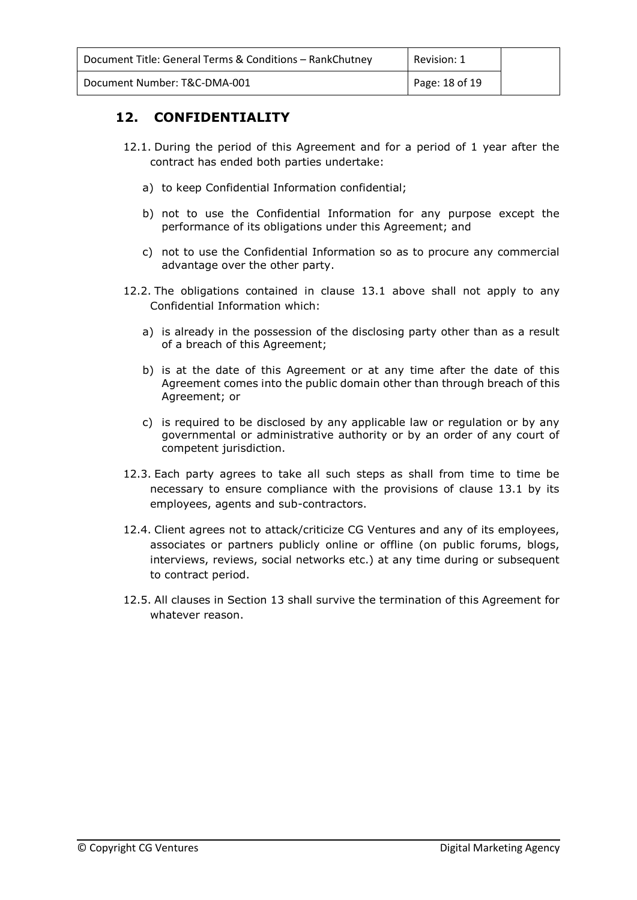## 12. CONFIDENTIALITY

12.1. During the period of this Agreement and for a period of 1 year after the contract has ended both parties undertake:

a) to keep Confidential Information confidential;

b) not to use the Confidential Information for any purpose except the performance of its obligations under this Agreement; and

c) not to use the Confidential Information so as to procure any commercial advantage over the other party.

12.2. The obligations contained in clause 13.1 above shall not apply to any Confidential Information which:

a) is already in the possession of the disclosing party other than as a result of a breach of this Agreement;

b) is at the date of this Agreement or at any time after the date of this Agreement comes into the public domain other than through breach of this Agreement; or

c) is required to be disclosed by any applicable law or regulation or by any governmental or administrative authority or by an order of any court of competent jurisdiction.

12.3. Each party agrees to take all such steps as shall from time to time be necessary to ensure compliance with the provisions of clause 13.1 by its employees, agents and sub-contractors.

12.4. Client agrees not to attack/criticize CG Ventures and any of its employees, associates or partners publicly online or offline (on public forums, blogs, interviews, reviews, social networks etc.) at any time during or subsequent to contract period.

12.5. All clauses in Section 13 shall survive the termination of this Agreement for whatever reason.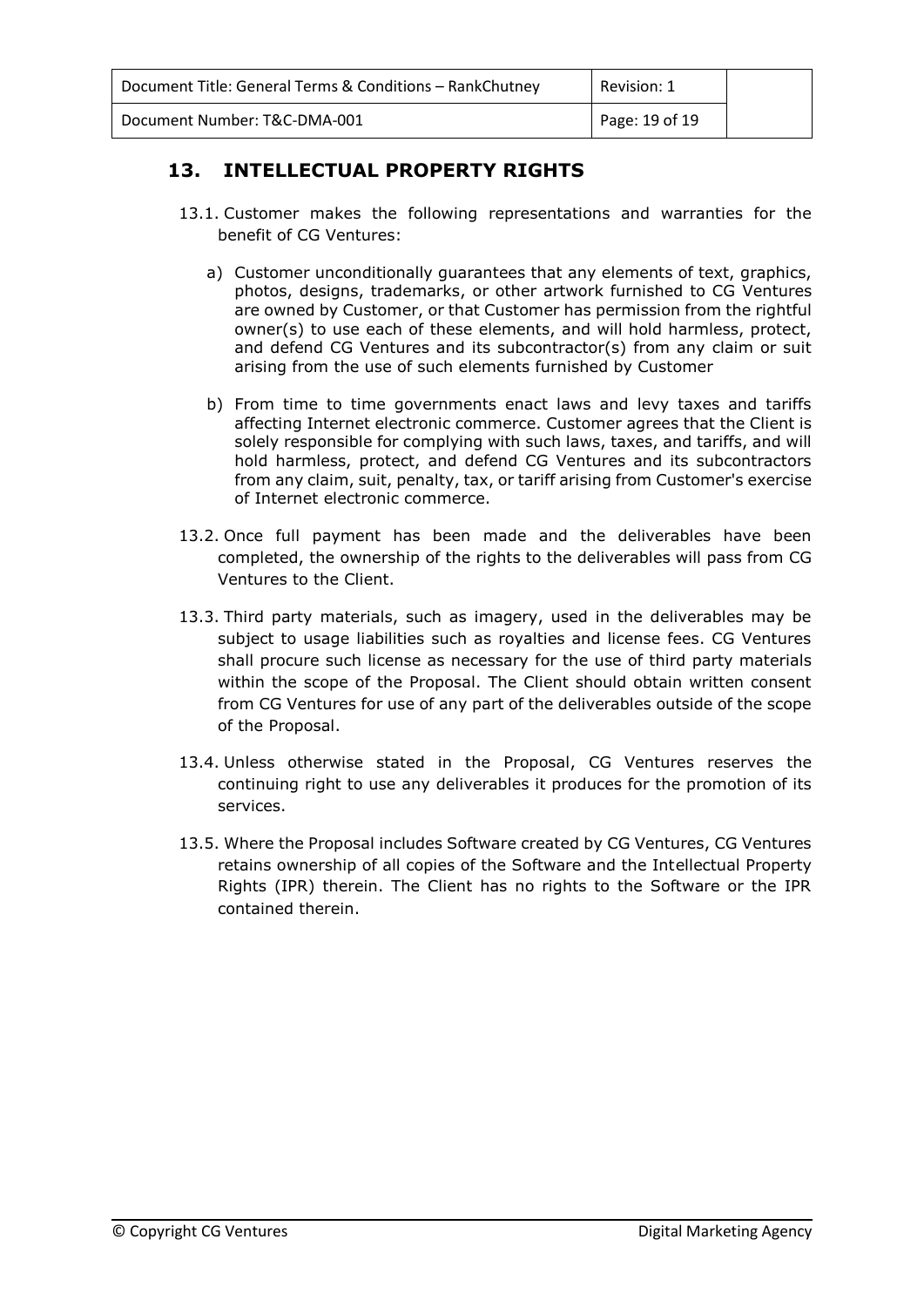## 13. INTELLECTUAL PROPERTY RIGHTS

13.1. Customer makes the following representations and warranties for the benefit of CG Ventures:

a) Customer unconditionally guarantees that any elements of text, graphics, photos, designs, trademarks, or other artwork furnished to CG Ventures are owned by Customer, or that Customer has permission from the rightful owner(s) to use each of these elements, and will hold harmless, protect, and defend CG Ventures and its subcontractor(s) from any claim or suit arising from the use of such elements furnished by Customer

b) From time to time governments enact laws and levy taxes and tariffs affecting Internet electronic commerce. Customer agrees that the Client is solely responsible for complying with such laws, taxes, and tariffs, and will hold harmless, protect, and defend CG Ventures and its subcontractors from any claim, suit, penalty, tax, or tariff arising from Customer's exercise of Internet electronic commerce.

13.2. Once full payment has been made and the deliverables have been completed, the ownership of the rights to the deliverables will pass from CG Ventures to the Client.

13.3. Third party materials, such as imagery, used in the deliverables may be subject to usage liabilities such as royalties and license fees. CG Ventures shall procure such license as necessary for the use of third party materials within the scope of the Proposal. The Client should obtain written consent from CG Ventures for use of any part of the deliverables outside of the scope of the Proposal.

13.4. Unless otherwise stated in the Proposal, CG Ventures reserves the continuing right to use any deliverables it produces for the promotion of its services.

13.5. Where the Proposal includes Software created by CG Ventures, CG Ventures retains ownership of all copies of the Software and the Intellectual Property Rights (IPR) therein. The Client has no rights to the Software or the IPR contained therein.